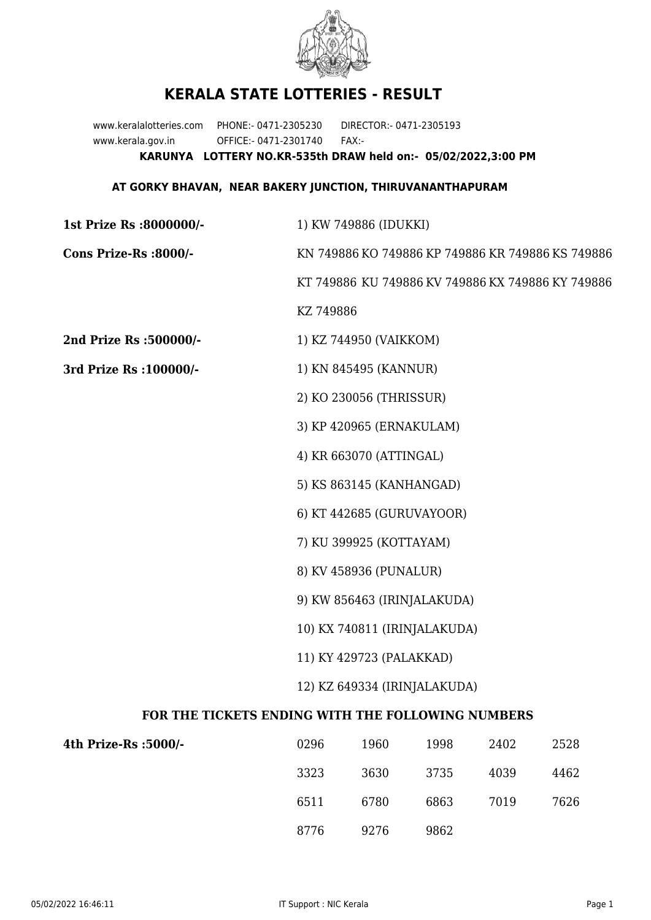# KERALA STATE LOTTERIES - RESULT

www.keralalotteries.com PHONE:- 0471-2305230 DIRECTOR:- 0471-2305193
www.kerala.gov.in OFFICE:- 0471-2301740 FAX:-

**KARUNYA LOTTERY NO.KR-535th DRAW held on:- 05/02/2022,3:00 PM**

**AT GORKY BHAVAN, NEAR BAKERY JUNCTION, THIRUVANANTHAPURAM**

**1st Prize Rs :8000000/-** 1) KW 749886 (IDUKKI)

**Cons Prize-Rs :8000/-** KN 749886 KO 749886 KP 749886 KR 749886 KS 749886 KT 749886 KU 749886 KV 749886 KX 749886 KY 749886 KZ 749886

**2nd Prize Rs :500000/-** 1) KZ 744950 (VAIKKOM)

**3rd Prize Rs :100000/-**

1) KN 845495 (KANNUR)
2) KO 230056 (THRISSUR)
3) KP 420965 (ERNAKULAM)
4) KR 663070 (ATTINGAL)
5) KS 863145 (KANHANGAD)
6) KT 442685 (GURUVAYOOR)
7) KU 399925 (KOTTAYAM)
8) KV 458936 (PUNALUR)
9) KW 856463 (IRINJALAKUDA)
10) KX 740811 (IRINJALAKUDA)
11) KY 429723 (PALAKKAD)
12) KZ 649334 (IRINJALAKUDA)

## FOR THE TICKETS ENDING WITH THE FOLLOWING NUMBERS

**4th Prize-Rs :5000/-**

| | | | | |
|---|---|---|---|---|
| 0296 | 1960 | 1998 | 2402 | 2528 |
| 3323 | 3630 | 3735 | 4039 | 4462 |
| 6511 | 6780 | 6863 | 7019 | 7626 |
| 8776 | 9276 | 9862 | | |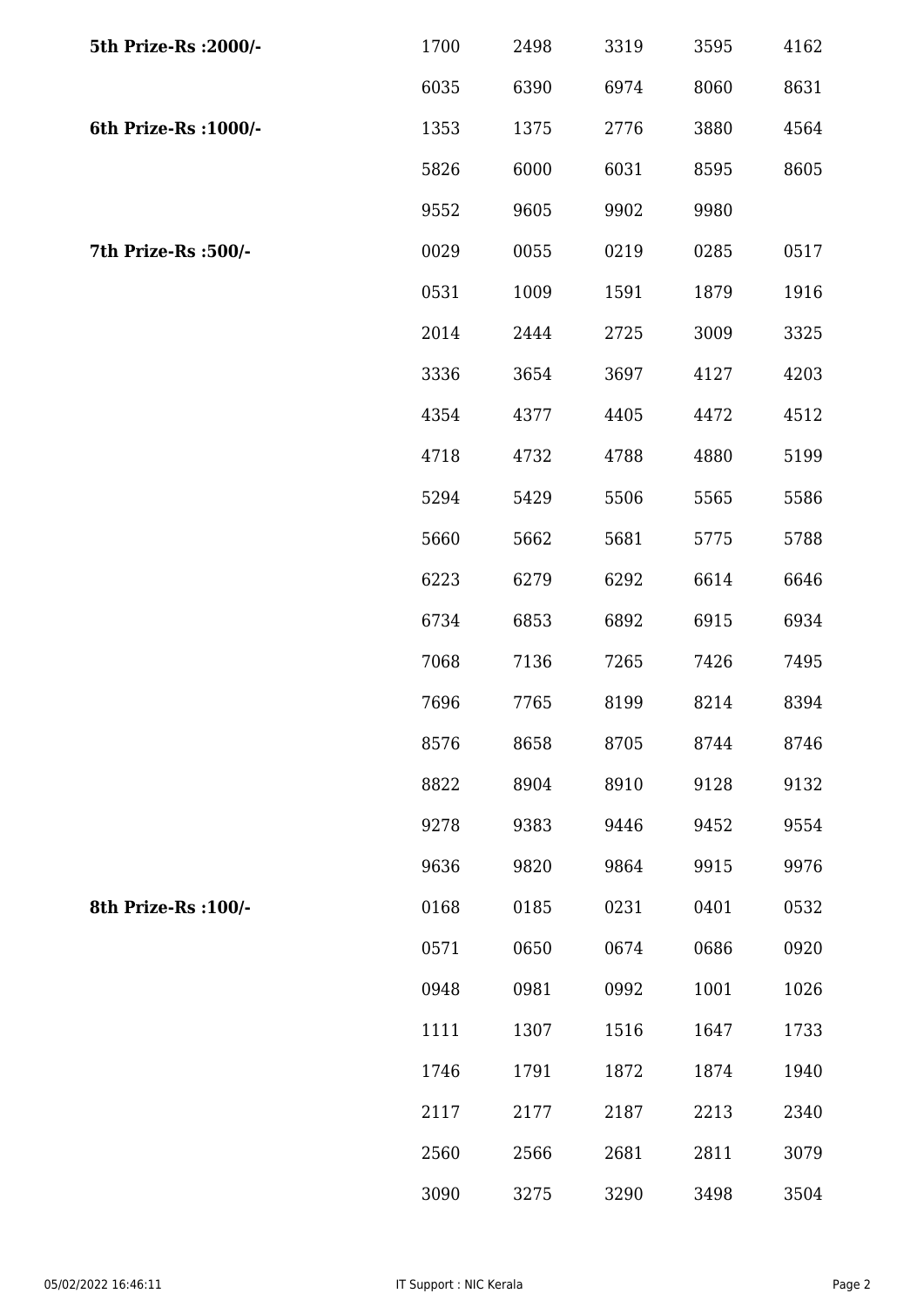| | | | | | |
|---|---|---|---|---|---|
| **5th Prize-Rs :2000/-** | 1700 | 2498 | 3319 | 3595 | 4162 |
| | 6035 | 6390 | 6974 | 8060 | 8631 |
| **6th Prize-Rs :1000/-** | 1353 | 1375 | 2776 | 3880 | 4564 |
| | 5826 | 6000 | 6031 | 8595 | 8605 |
| | 9552 | 9605 | 9902 | 9980 | |
| **7th Prize-Rs :500/-** | 0029 | 0055 | 0219 | 0285 | 0517 |
| | 0531 | 1009 | 1591 | 1879 | 1916 |
| | 2014 | 2444 | 2725 | 3009 | 3325 |
| | 3336 | 3654 | 3697 | 4127 | 4203 |
| | 4354 | 4377 | 4405 | 4472 | 4512 |
| | 4718 | 4732 | 4788 | 4880 | 5199 |
| | 5294 | 5429 | 5506 | 5565 | 5586 |
| | 5660 | 5662 | 5681 | 5775 | 5788 |
| | 6223 | 6279 | 6292 | 6614 | 6646 |
| | 6734 | 6853 | 6892 | 6915 | 6934 |
| | 7068 | 7136 | 7265 | 7426 | 7495 |
| | 7696 | 7765 | 8199 | 8214 | 8394 |
| | 8576 | 8658 | 8705 | 8744 | 8746 |
| | 8822 | 8904 | 8910 | 9128 | 9132 |
| | 9278 | 9383 | 9446 | 9452 | 9554 |
| | 9636 | 9820 | 9864 | 9915 | 9976 |
| **8th Prize-Rs :100/-** | 0168 | 0185 | 0231 | 0401 | 0532 |
| | 0571 | 0650 | 0674 | 0686 | 0920 |
| | 0948 | 0981 | 0992 | 1001 | 1026 |
| | 1111 | 1307 | 1516 | 1647 | 1733 |
| | 1746 | 1791 | 1872 | 1874 | 1940 |
| | 2117 | 2177 | 2187 | 2213 | 2340 |
| | 2560 | 2566 | 2681 | 2811 | 3079 |
| | 3090 | 3275 | 3290 | 3498 | 3504 |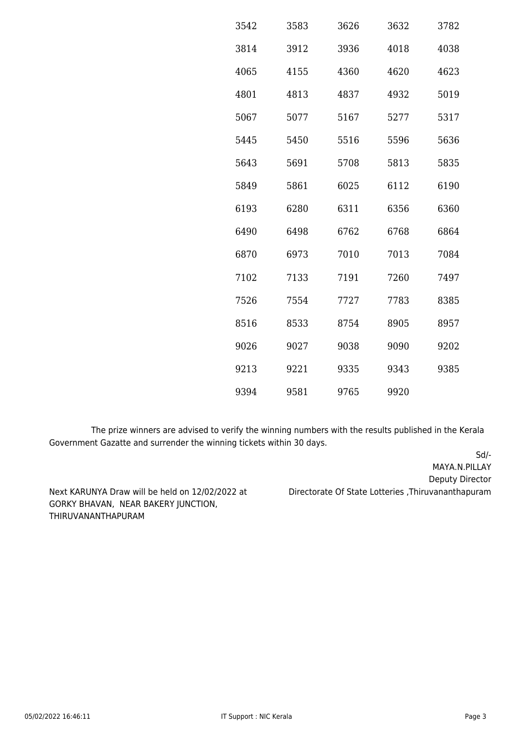| | | | | |
|---|---|---|---|---|
| 3542 | 3583 | 3626 | 3632 | 3782 |
| 3814 | 3912 | 3936 | 4018 | 4038 |
| 4065 | 4155 | 4360 | 4620 | 4623 |
| 4801 | 4813 | 4837 | 4932 | 5019 |
| 5067 | 5077 | 5167 | 5277 | 5317 |
| 5445 | 5450 | 5516 | 5596 | 5636 |
| 5643 | 5691 | 5708 | 5813 | 5835 |
| 5849 | 5861 | 6025 | 6112 | 6190 |
| 6193 | 6280 | 6311 | 6356 | 6360 |
| 6490 | 6498 | 6762 | 6768 | 6864 |
| 6870 | 6973 | 7010 | 7013 | 7084 |
| 7102 | 7133 | 7191 | 7260 | 7497 |
| 7526 | 7554 | 7727 | 7783 | 8385 |
| 8516 | 8533 | 8754 | 8905 | 8957 |
| 9026 | 9027 | 9038 | 9090 | 9202 |
| 9213 | 9221 | 9335 | 9343 | 9385 |
| 9394 | 9581 | 9765 | 9920 | |

The prize winners are advised to verify the winning numbers with the results published in the Kerala Government Gazatte and surrender the winning tickets within 30 days.

Sd/-
MAYA.N.PILLAY
Deputy Director
Directorate Of State Lotteries ,Thiruvananthapuram

Next KARUNYA Draw will be held on 12/02/2022 at GORKY BHAVAN, NEAR BAKERY JUNCTION, THIRUVANANTHAPURAM